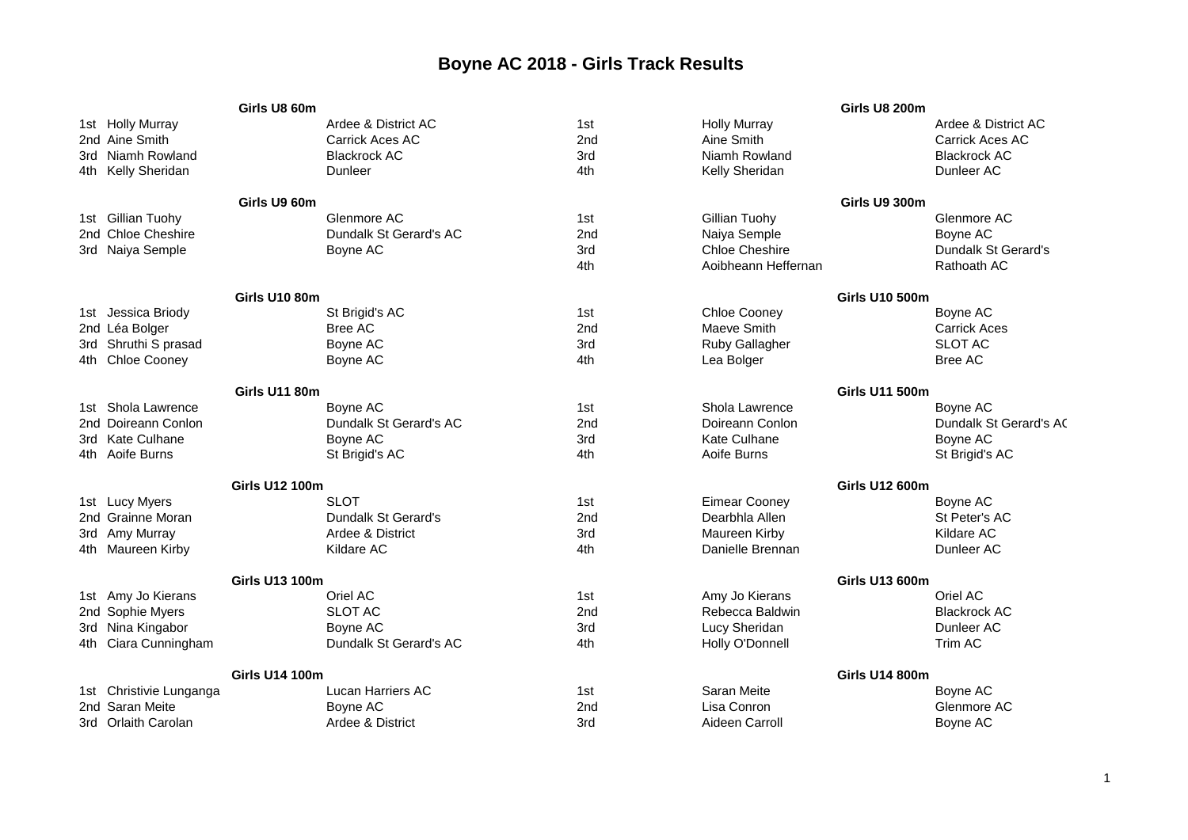# Boyne AC 2018 - Girls Track Results

### Girls U8 60m

| Place | Name | Club |
|---|---|---|
| 1st | Holly Murray | Ardee & District AC |
| 2nd | Aine Smith | Carrick Aces AC |
| 3rd | Niamh Rowland | Blackrock AC |
| 4th | Kelly Sheridan | Dunleer |

### Girls U8 200m

| Place | Name | Club |
|---|---|---|
| 1st | Holly Murray | Ardee & District AC |
| 2nd | Aine Smith | Carrick Aces AC |
| 3rd | Niamh Rowland | Blackrock AC |
| 4th | Kelly Sheridan | Dunleer AC |

### Girls U9 60m

| Place | Name | Club |
|---|---|---|
| 1st | Gillian Tuohy | Glenmore AC |
| 2nd | Chloe Cheshire | Dundalk St Gerard's AC |
| 3rd | Naiya Semple | Boyne AC |

### Girls U9 300m

| Place | Name | Club |
|---|---|---|
| 1st | Gillian Tuohy | Glenmore AC |
| 2nd | Naiya Semple | Boyne AC |
| 3rd | Chloe Cheshire | Dundalk St Gerard's |
| 4th | Aoibheann Heffernan | Rathoath AC |

### Girls U10 80m

| Place | Name | Club |
|---|---|---|
| 1st | Jessica Briody | St Brigid's AC |
| 2nd | Léa Bolger | Bree AC |
| 3rd | Shruthi S prasad | Boyne AC |
| 4th | Chloe Cooney | Boyne AC |

### Girls U10 500m

| Place | Name | Club |
|---|---|---|
| 1st | Chloe Cooney | Boyne AC |
| 2nd | Maeve Smith | Carrick Aces |
| 3rd | Ruby Gallagher | SLOT AC |
| 4th | Lea Bolger | Bree AC |

### Girls U11 80m

| Place | Name | Club |
|---|---|---|
| 1st | Shola Lawrence | Boyne AC |
| 2nd | Doireann Conlon | Dundalk St Gerard's AC |
| 3rd | Kate Culhane | Boyne AC |
| 4th | Aoife Burns | St Brigid's AC |

### Girls U11 500m

| Place | Name | Club |
|---|---|---|
| 1st | Shola Lawrence | Boyne AC |
| 2nd | Doireann Conlon | Dundalk St Gerard's AC |
| 3rd | Kate Culhane | Boyne AC |
| 4th | Aoife Burns | St Brigid's AC |

### Girls U12 100m

| Place | Name | Club |
|---|---|---|
| 1st | Lucy Myers | SLOT |
| 2nd | Grainne Moran | Dundalk St Gerard's |
| 3rd | Amy Murray | Ardee & District |
| 4th | Maureen Kirby | Kildare AC |

### Girls U12 600m

| Place | Name | Club |
|---|---|---|
| 1st | Eimear Cooney | Boyne AC |
| 2nd | Dearbhla Allen | St Peter's AC |
| 3rd | Maureen Kirby | Kildare AC |
| 4th | Danielle Brennan | Dunleer AC |

### Girls U13 100m

| Place | Name | Club |
|---|---|---|
| 1st | Amy Jo Kierans | Oriel AC |
| 2nd | Sophie Myers | SLOT AC |
| 3rd | Nina Kingabor | Boyne AC |
| 4th | Ciara Cunningham | Dundalk St Gerard's AC |

### Girls U13 600m

| Place | Name | Club |
|---|---|---|
| 1st | Amy Jo Kierans | Oriel AC |
| 2nd | Rebecca Baldwin | Blackrock AC |
| 3rd | Lucy Sheridan | Dunleer AC |
| 4th | Holly O'Donnell | Trim AC |

### Girls U14 100m

| Place | Name | Club |
|---|---|---|
| 1st | Christivie Lunganga | Lucan Harriers AC |
| 2nd | Saran Meite | Boyne AC |
| 3rd | Orlaith Carolan | Ardee & District |

### Girls U14 800m

| Place | Name | Club |
|---|---|---|
| 1st | Saran Meite | Boyne AC |
| 2nd | Lisa Conron | Glenmore AC |
| 3rd | Aideen Carroll | Boyne AC |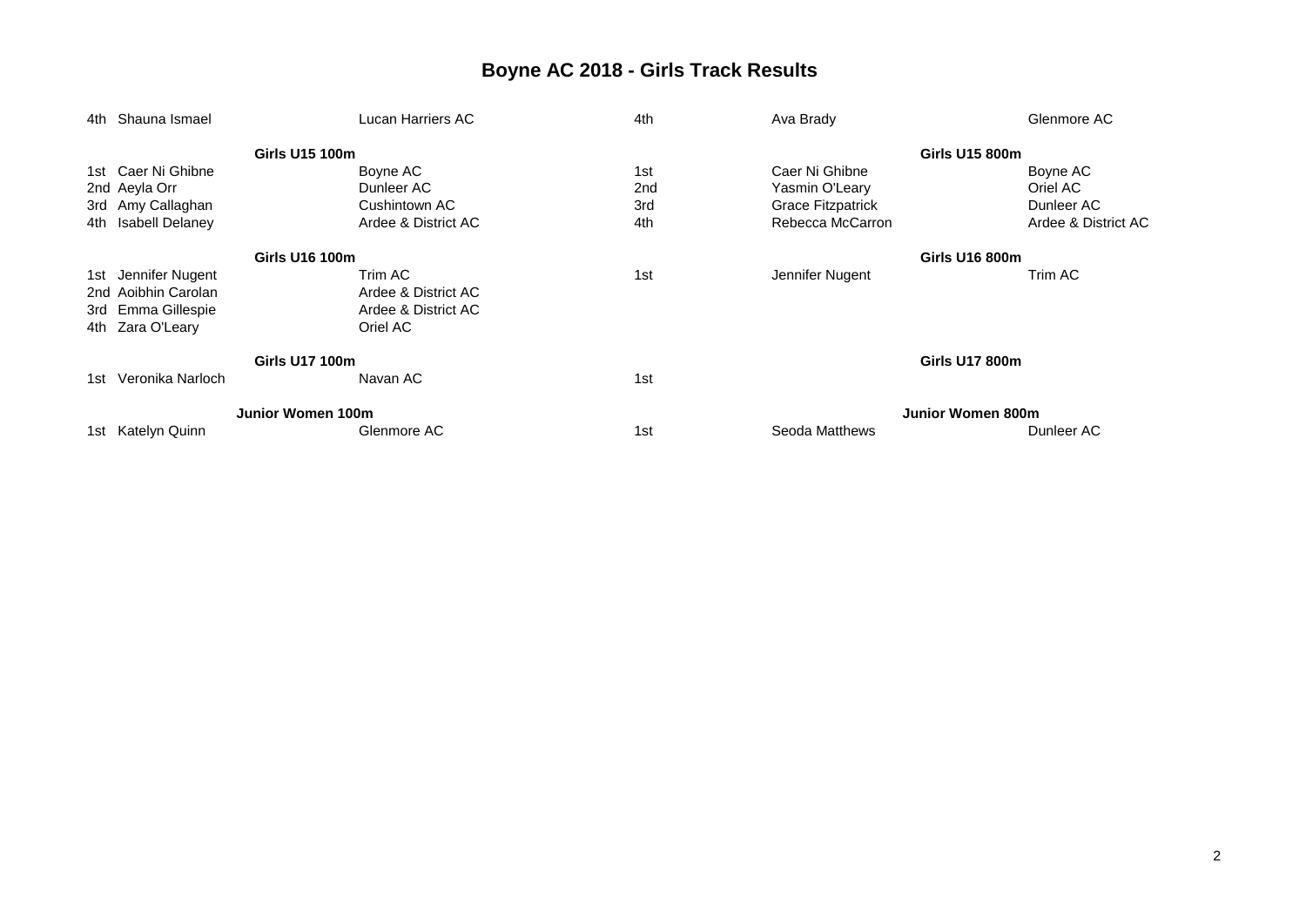# Boyne AC 2018 - Girls Track Results

| | | | | | |
|---|---|---|---|---|---|
| 4th | Shauna Ismael | Lucan Harriers AC | 4th | Ava Brady | Glenmore AC |

**Girls U15 100m** | **Girls U15 800m**

| | | | | | |
|---|---|---|---|---|---|
| 1st | Caer Ni Ghibne | Boyne AC | 1st | Caer Ni Ghibne | Boyne AC |
| 2nd | Aeyla Orr | Dunleer AC | 2nd | Yasmin O'Leary | Oriel AC |
| 3rd | Amy Callaghan | Cushintown AC | 3rd | Grace Fitzpatrick | Dunleer AC |
| 4th | Isabell Delaney | Ardee & District AC | 4th | Rebecca McCarron | Ardee & District AC |

**Girls U16 100m** | **Girls U16 800m**

| | | | | | |
|---|---|---|---|---|---|
| 1st | Jennifer Nugent | Trim AC | 1st | Jennifer Nugent | Trim AC |
| 2nd | Aoibhin Carolan | Ardee & District AC | | | |
| 3rd | Emma Gillespie | Ardee & District AC | | | |
| 4th | Zara O'Leary | Oriel AC | | | |

**Girls U17 100m** | **Girls U17 800m**

| | | | | | |
|---|---|---|---|---|---|
| 1st | Veronika Narloch | Navan AC | 1st | | |

**Junior Women 100m** | **Junior Women 800m**

| | | | | | |
|---|---|---|---|---|---|
| 1st | Katelyn Quinn | Glenmore AC | 1st | Seoda Matthews | Dunleer AC |